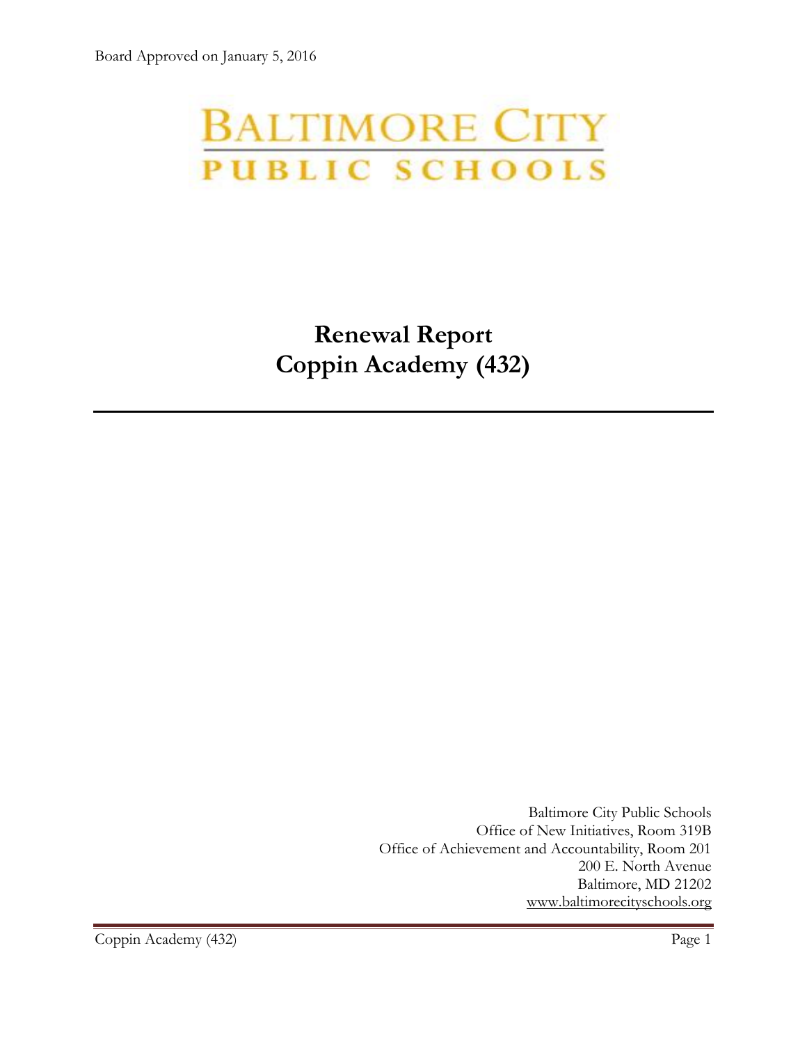Board Approved on January 5, 2016

BALTIMORE CITY
PUBLIC SCHOOLS

# Renewal Report
# Coppin Academy (432)

---

Baltimore City Public Schools
Office of New Initiatives, Room 319B
Office of Achievement and Accountability, Room 201
200 E. North Avenue
Baltimore, MD 21202
www.baltimorecityschools.org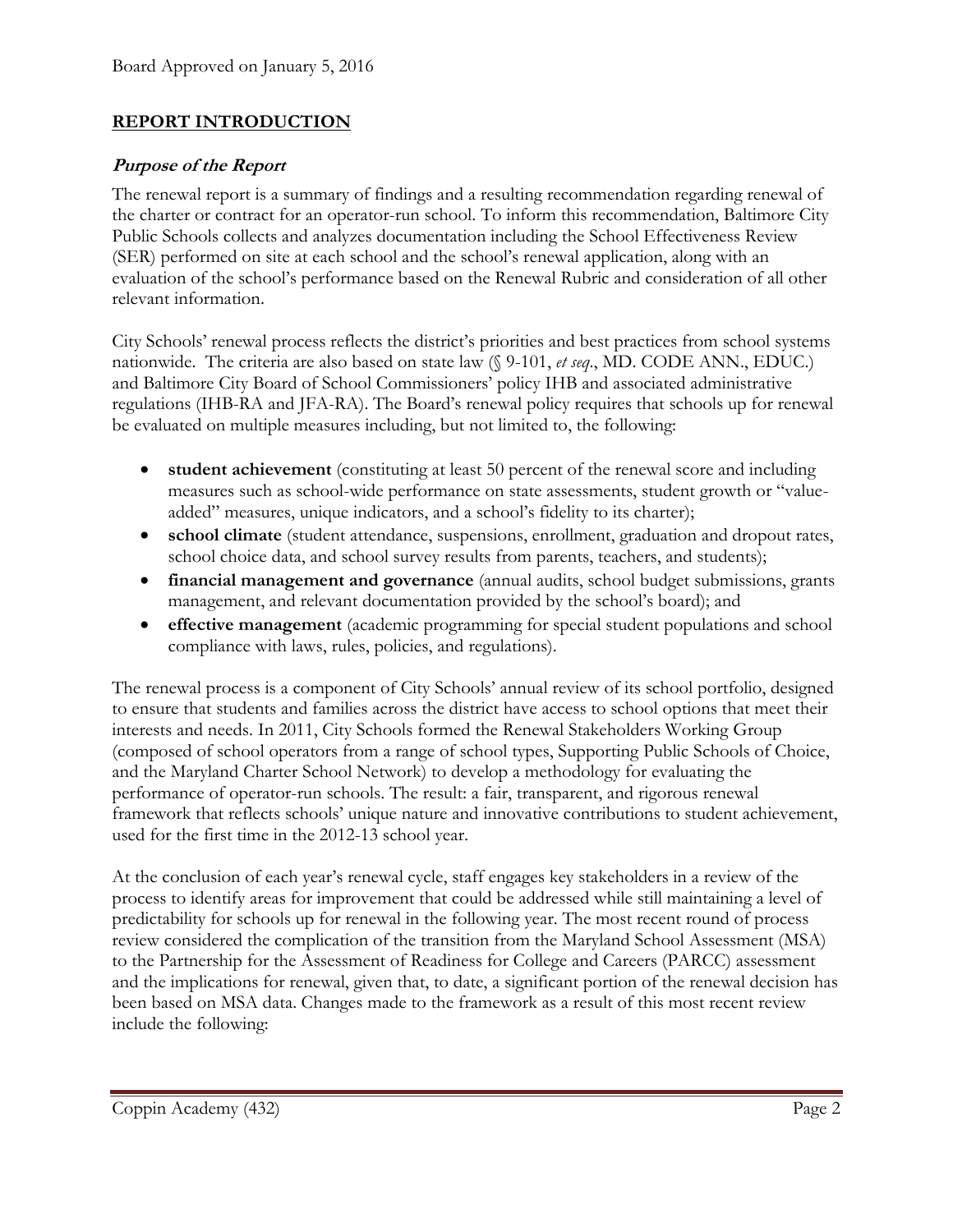Board Approved on January 5, 2016

## REPORT INTRODUCTION

### *Purpose of the Report*

The renewal report is a summary of findings and a resulting recommendation regarding renewal of the charter or contract for an operator-run school. To inform this recommendation, Baltimore City Public Schools collects and analyzes documentation including the School Effectiveness Review (SER) performed on site at each school and the school's renewal application, along with an evaluation of the school's performance based on the Renewal Rubric and consideration of all other relevant information.

City Schools' renewal process reflects the district's priorities and best practices from school systems nationwide. The criteria are also based on state law (§ 9-101, *et seq*., MD. CODE ANN., EDUC.) and Baltimore City Board of School Commissioners' policy IHB and associated administrative regulations (IHB-RA and JFA-RA). The Board's renewal policy requires that schools up for renewal be evaluated on multiple measures including, but not limited to, the following:

- **student achievement** (constituting at least 50 percent of the renewal score and including measures such as school-wide performance on state assessments, student growth or "value-added" measures, unique indicators, and a school's fidelity to its charter);
- **school climate** (student attendance, suspensions, enrollment, graduation and dropout rates, school choice data, and school survey results from parents, teachers, and students);
- **financial management and governance** (annual audits, school budget submissions, grants management, and relevant documentation provided by the school's board); and
- **effective management** (academic programming for special student populations and school compliance with laws, rules, policies, and regulations).

The renewal process is a component of City Schools' annual review of its school portfolio, designed to ensure that students and families across the district have access to school options that meet their interests and needs. In 2011, City Schools formed the Renewal Stakeholders Working Group (composed of school operators from a range of school types, Supporting Public Schools of Choice, and the Maryland Charter School Network) to develop a methodology for evaluating the performance of operator-run schools. The result: a fair, transparent, and rigorous renewal framework that reflects schools' unique nature and innovative contributions to student achievement, used for the first time in the 2012-13 school year.

At the conclusion of each year's renewal cycle, staff engages key stakeholders in a review of the process to identify areas for improvement that could be addressed while still maintaining a level of predictability for schools up for renewal in the following year. The most recent round of process review considered the complication of the transition from the Maryland School Assessment (MSA) to the Partnership for the Assessment of Readiness for College and Careers (PARCC) assessment and the implications for renewal, given that, to date, a significant portion of the renewal decision has been based on MSA data. Changes made to the framework as a result of this most recent review include the following: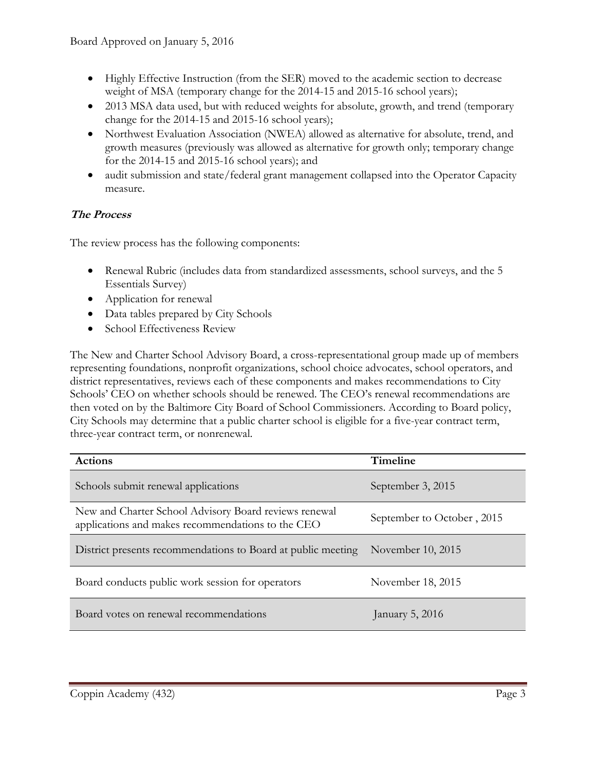- Highly Effective Instruction (from the SER) moved to the academic section to decrease weight of MSA (temporary change for the 2014-15 and 2015-16 school years);
- 2013 MSA data used, but with reduced weights for absolute, growth, and trend (temporary change for the 2014-15 and 2015-16 school years);
- Northwest Evaluation Association (NWEA) allowed as alternative for absolute, trend, and growth measures (previously was allowed as alternative for growth only; temporary change for the 2014-15 and 2015-16 school years); and
- audit submission and state/federal grant management collapsed into the Operator Capacity measure.

***The Process***

The review process has the following components:

- Renewal Rubric (includes data from standardized assessments, school surveys, and the 5 Essentials Survey)
- Application for renewal
- Data tables prepared by City Schools
- School Effectiveness Review

The New and Charter School Advisory Board, a cross-representational group made up of members representing foundations, nonprofit organizations, school choice advocates, school operators, and district representatives, reviews each of these components and makes recommendations to City Schools' CEO on whether schools should be renewed. The CEO's renewal recommendations are then voted on by the Baltimore City Board of School Commissioners. According to Board policy, City Schools may determine that a public charter school is eligible for a five-year contract term, three-year contract term, or nonrenewal.

| Actions | Timeline |
|---|---|
| Schools submit renewal applications | September 3, 2015 |
| New and Charter School Advisory Board reviews renewal applications and makes recommendations to the CEO | September to October , 2015 |
| District presents recommendations to Board at public meeting | November 10, 2015 |
| Board conducts public work session for operators | November 18, 2015 |
| Board votes on renewal recommendations | January 5, 2016 |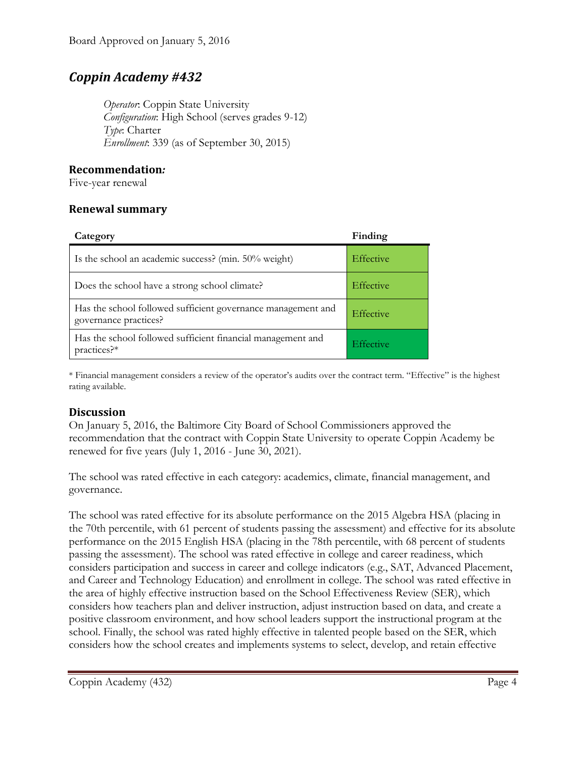Board Approved on January 5, 2016

## *Coppin Academy #432*

*Operator*: Coppin State University
*Configuration*: High School (serves grades 9-12)
*Type*: Charter
*Enrollment*: 339 (as of September 30, 2015)

### Recommendation*:*

Five-year renewal

### Renewal summary

| Category | Finding |
|---|---|
| Is the school an academic success? (min. 50% weight) | Effective |
| Does the school have a strong school climate? | Effective |
| Has the school followed sufficient governance management and governance practices? | Effective |
| Has the school followed sufficient financial management and practices?* | Effective |

* Financial management considers a review of the operator's audits over the contract term. "Effective" is the highest rating available.

### Discussion

On January 5, 2016, the Baltimore City Board of School Commissioners approved the recommendation that the contract with Coppin State University to operate Coppin Academy be renewed for five years (July 1, 2016 - June 30, 2021).

The school was rated effective in each category: academics, climate, financial management, and governance.

The school was rated effective for its absolute performance on the 2015 Algebra HSA (placing in the 70th percentile, with 61 percent of students passing the assessment) and effective for its absolute performance on the 2015 English HSA (placing in the 78th percentile, with 68 percent of students passing the assessment). The school was rated effective in college and career readiness, which considers participation and success in career and college indicators (e.g., SAT, Advanced Placement, and Career and Technology Education) and enrollment in college. The school was rated effective in the area of highly effective instruction based on the School Effectiveness Review (SER), which considers how teachers plan and deliver instruction, adjust instruction based on data, and create a positive classroom environment, and how school leaders support the instructional program at the school. Finally, the school was rated highly effective in talented people based on the SER, which considers how the school creates and implements systems to select, develop, and retain effective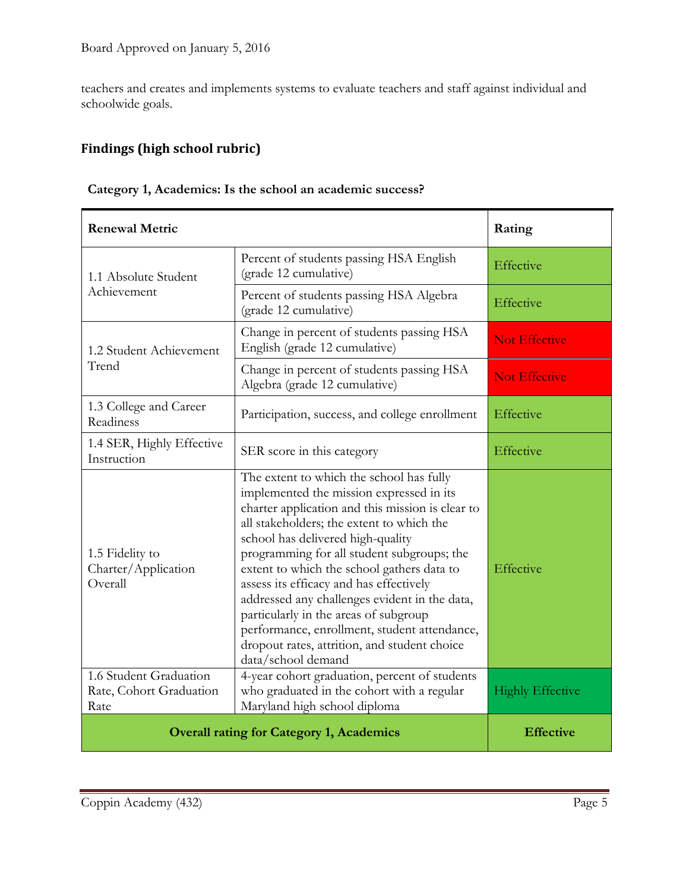teachers and creates and implements systems to evaluate teachers and staff against individual and schoolwide goals.

## Findings (high school rubric)

**Category 1, Academics: Is the school an academic success?**

| Renewal Metric | | Rating |
|---|---|---|
| 1.1 Absolute Student Achievement | Percent of students passing HSA English (grade 12 cumulative) | Effective |
| | Percent of students passing HSA Algebra (grade 12 cumulative) | Effective |
| 1.2 Student Achievement Trend | Change in percent of students passing HSA English (grade 12 cumulative) | Not Effective |
| | Change in percent of students passing HSA Algebra (grade 12 cumulative) | Not Effective |
| 1.3 College and Career Readiness | Participation, success, and college enrollment | Effective |
| 1.4 SER, Highly Effective Instruction | SER score in this category | Effective |
| 1.5 Fidelity to Charter/Application Overall | The extent to which the school has fully implemented the mission expressed in its charter application and this mission is clear to all stakeholders; the extent to which the school has delivered high-quality programming for all student subgroups; the extent to which the school gathers data to assess its efficacy and has effectively addressed any challenges evident in the data, particularly in the areas of subgroup performance, enrollment, student attendance, dropout rates, attrition, and student choice data/school demand | Effective |
| 1.6 Student Graduation Rate, Cohort Graduation Rate | 4-year cohort graduation, percent of students who graduated in the cohort with a regular Maryland high school diploma | Highly Effective |
| **Overall rating for Category 1, Academics** | | **Effective** |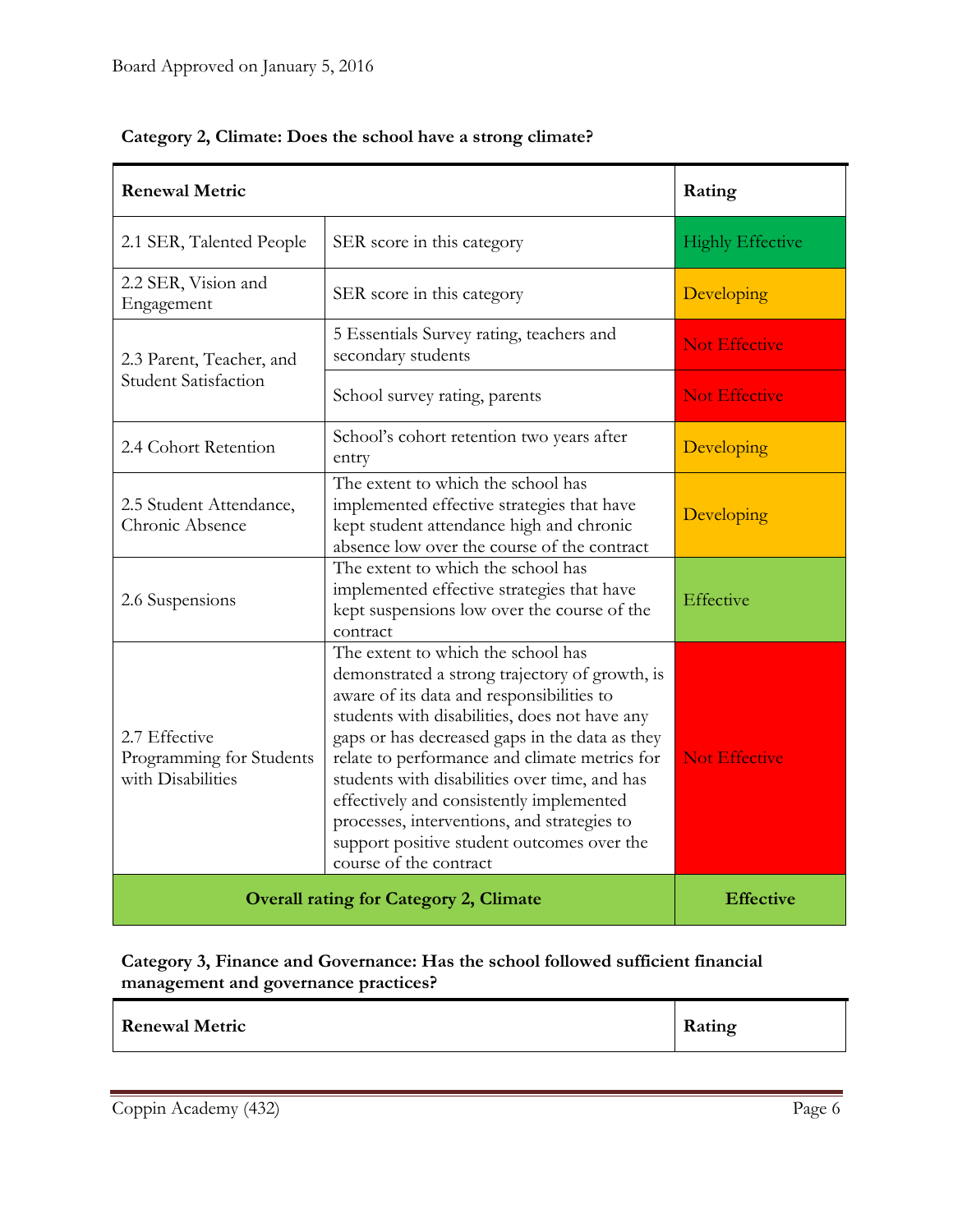Board Approved on January 5, 2016

**Category 2, Climate: Does the school have a strong climate?**

| Renewal Metric | | Rating |
|---|---|---|
| 2.1 SER, Talented People | SER score in this category | Highly Effective |
| 2.2 SER, Vision and Engagement | SER score in this category | Developing |
| 2.3 Parent, Teacher, and Student Satisfaction | 5 Essentials Survey rating, teachers and secondary students | Not Effective |
| | School survey rating, parents | Not Effective |
| 2.4 Cohort Retention | School's cohort retention two years after entry | Developing |
| 2.5 Student Attendance, Chronic Absence | The extent to which the school has implemented effective strategies that have kept student attendance high and chronic absence low over the course of the contract | Developing |
| 2.6 Suspensions | The extent to which the school has implemented effective strategies that have kept suspensions low over the course of the contract | Effective |
| 2.7 Effective Programming for Students with Disabilities | The extent to which the school has demonstrated a strong trajectory of growth, is aware of its data and responsibilities to students with disabilities, does not have any gaps or has decreased gaps in the data as they relate to performance and climate metrics for students with disabilities over time, and has effectively and consistently implemented processes, interventions, and strategies to support positive student outcomes over the course of the contract | Not Effective |
| **Overall rating for Category 2, Climate** | | **Effective** |

**Category 3, Finance and Governance: Has the school followed sufficient financial management and governance practices?**

| Renewal Metric | Rating |
|---|---|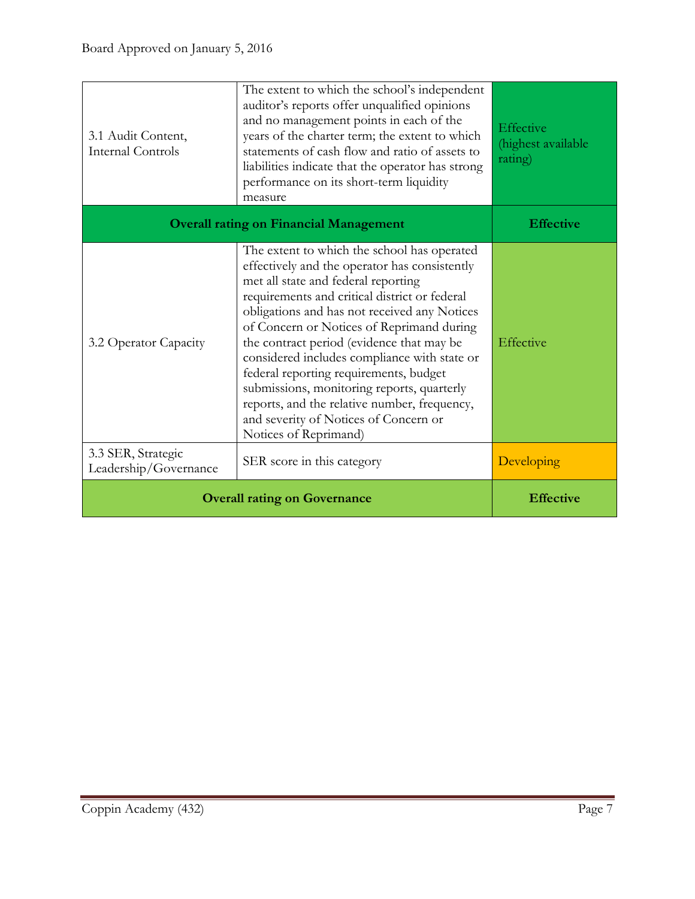| | | |
|---|---|---|
| 3.1 Audit Content, Internal Controls | The extent to which the school's independent auditor's reports offer unqualified opinions and no management points in each of the years of the charter term; the extent to which statements of cash flow and ratio of assets to liabilities indicate that the operator has strong performance on its short-term liquidity measure | Effective (highest available rating) |
| **Overall rating on Financial Management** | | **Effective** |
| 3.2 Operator Capacity | The extent to which the school has operated effectively and the operator has consistently met all state and federal reporting requirements and critical district or federal obligations and has not received any Notices of Concern or Notices of Reprimand during the contract period (evidence that may be considered includes compliance with state or federal reporting requirements, budget submissions, monitoring reports, quarterly reports, and the relative number, frequency, and severity of Notices of Concern or Notices of Reprimand) | Effective |
| 3.3 SER, Strategic Leadership/Governance | SER score in this category | Developing |
| **Overall rating on Governance** | | **Effective** |